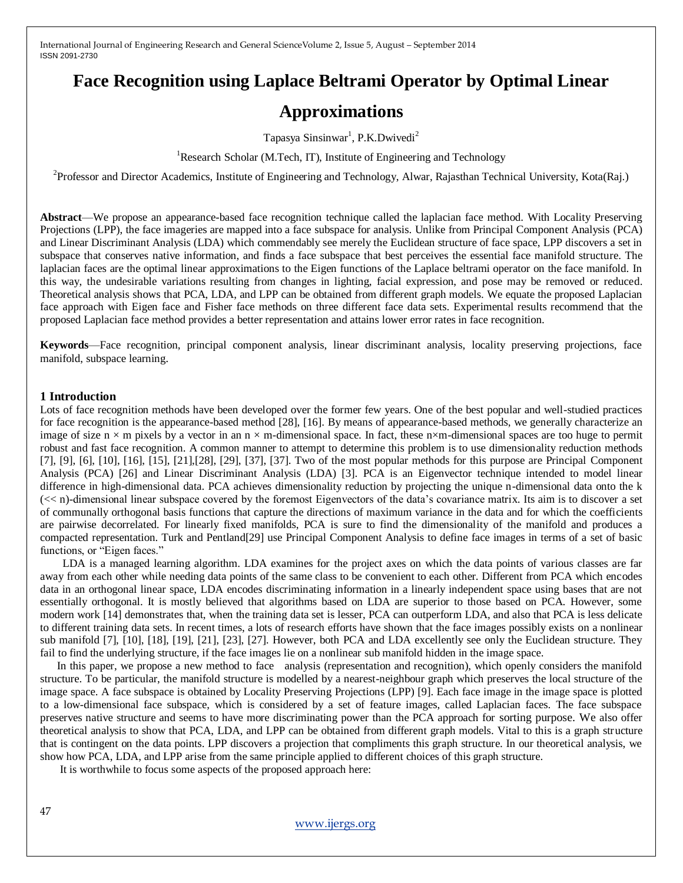# Face Recognition using Laplace Beltrami Operator by Optimal Linear Approximations

Tapasya Sinsinwar[1], P.K.Dwivedi[2]

[1]Research Scholar (M.Tech, IT), Institute of Engineering and Technology

[2]Professor and Director Academics, Institute of Engineering and Technology, Alwar, Rajasthan Technical University, Kota(Raj.)

**Abstract**—We propose an appearance-based face recognition technique called the laplacian face method. With Locality Preserving Projections (LPP), the face imageries are mapped into a face subspace for analysis. Unlike from Principal Component Analysis (PCA) and Linear Discriminant Analysis (LDA) which commendably see merely the Euclidean structure of face space, LPP discovers a set in subspace that conserves native information, and finds a face subspace that best perceives the essential face manifold structure. The laplacian faces are the optimal linear approximations to the Eigen functions of the Laplace beltrami operator on the face manifold. In this way, the undesirable variations resulting from changes in lighting, facial expression, and pose may be removed or reduced. Theoretical analysis shows that PCA, LDA, and LPP can be obtained from different graph models. We equate the proposed Laplacian face approach with Eigen face and Fisher face methods on three different face data sets. Experimental results recommend that the proposed Laplacian face method provides a better representation and attains lower error rates in face recognition.

**Keywords**—Face recognition, principal component analysis, linear discriminant analysis, locality preserving projections, face manifold, subspace learning.

## 1 Introduction

Lots of face recognition methods have been developed over the former few years. One of the best popular and well-studied practices for face recognition is the appearance-based method [28], [16]. By means of appearance-based methods, we generally characterize an image of size $n \times m$ pixels by a vector in an $n \times m$-dimensional space. In fact, these $n \times m$-dimensional spaces are too huge to permit robust and fast face recognition. A common manner to attempt to determine this problem is to use dimensionality reduction methods [7], [9], [6], [10], [16], [15], [21],[28], [29], [37], [37]. Two of the most popular methods for this purpose are Principal Component Analysis (PCA) [26] and Linear Discriminant Analysis (LDA) [3]. PCA is an Eigenvector technique intended to model linear difference in high-dimensional data. PCA achieves dimensionality reduction by projecting the unique n-dimensional data onto the k ($<< n$)-dimensional linear subspace covered by the foremost Eigenvectors of the data's covariance matrix. Its aim is to discover a set of communally orthogonal basis functions that capture the directions of maximum variance in the data and for which the coefficients are pairwise decorrelated. For linearly fixed manifolds, PCA is sure to find the dimensionality of the manifold and produces a compacted representation. Turk and Pentland[29] use Principal Component Analysis to define face images in terms of a set of basic functions, or "Eigen faces."

LDA is a managed learning algorithm. LDA examines for the project axes on which the data points of various classes are far away from each other while needing data points of the same class to be convenient to each other. Different from PCA which encodes data in an orthogonal linear space, LDA encodes discriminating information in a linearly independent space using bases that are not essentially orthogonal. It is mostly believed that algorithms based on LDA are superior to those based on PCA. However, some modern work [14] demonstrates that, when the training data set is lesser, PCA can outperform LDA, and also that PCA is less delicate to different training data sets. In recent times, a lots of research efforts have shown that the face images possibly exists on a nonlinear sub manifold [7], [10], [18], [19], [21], [23], [27]. However, both PCA and LDA excellently see only the Euclidean structure. They fail to find the underlying structure, if the face images lie on a nonlinear sub manifold hidden in the image space.

In this paper, we propose a new method to face analysis (representation and recognition), which openly considers the manifold structure. To be particular, the manifold structure is modelled by a nearest-neighbour graph which preserves the local structure of the image space. A face subspace is obtained by Locality Preserving Projections (LPP) [9]. Each face image in the image space is plotted to a low-dimensional face subspace, which is considered by a set of feature images, called Laplacian faces. The face subspace preserves native structure and seems to have more discriminating power than the PCA approach for sorting purpose. We also offer theoretical analysis to show that PCA, LDA, and LPP can be obtained from different graph models. Vital to this is a graph structure that is contingent on the data points. LPP discovers a projection that compliments this graph structure. In our theoretical analysis, we show how PCA, LDA, and LPP arise from the same principle applied to different choices of this graph structure.

It is worthwhile to focus some aspects of the proposed approach here: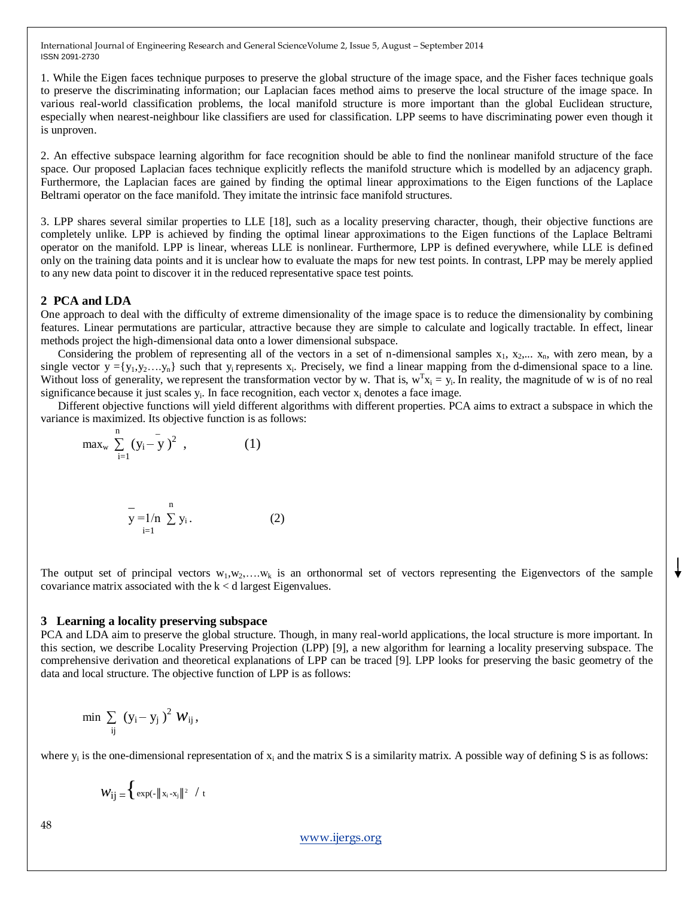1. While the Eigen faces technique purposes to preserve the global structure of the image space, and the Fisher faces technique goals to preserve the discriminating information; our Laplacian faces method aims to preserve the local structure of the image space. In various real-world classification problems, the local manifold structure is more important than the global Euclidean structure, especially when nearest-neighbour like classifiers are used for classification. LPP seems to have discriminating power even though it is unproven.

2. An effective subspace learning algorithm for face recognition should be able to find the nonlinear manifold structure of the face space. Our proposed Laplacian faces technique explicitly reflects the manifold structure which is modelled by an adjacency graph. Furthermore, the Laplacian faces are gained by finding the optimal linear approximations to the Eigen functions of the Laplace Beltrami operator on the face manifold. They imitate the intrinsic face manifold structures.

3. LPP shares several similar properties to LLE [18], such as a locality preserving character, though, their objective functions are completely unlike. LPP is achieved by finding the optimal linear approximations to the Eigen functions of the Laplace Beltrami operator on the manifold. LPP is linear, whereas LLE is nonlinear. Furthermore, LPP is defined everywhere, while LLE is defined only on the training data points and it is unclear how to evaluate the maps for new test points. In contrast, LPP may be merely applied to any new data point to discover it in the reduced representative space test points.

## 2 PCA and LDA

One approach to deal with the difficulty of extreme dimensionality of the image space is to reduce the dimensionality by combining features. Linear permutations are particular, attractive because they are simple to calculate and logically tractable. In effect, linear methods project the high-dimensional data onto a lower dimensional subspace.

Considering the problem of representing all of the vectors in a set of n-dimensional samples $x_1, x_2, \ldots x_n$, with zero mean, by a single vector $y = \{y_1, y_2 \ldots . y_n\}$ such that $y_i$ represents $x_i$. Precisely, we find a linear mapping from the d-dimensional space to a line. Without loss of generality, we represent the transformation vector by w. That is, $w^T x_i = y_i$. In reality, the magnitude of w is of no real significance because it just scales $y_i$. In face recognition, each vector $x_i$ denotes a face image.

Different objective functions will yield different algorithms with different properties. PCA aims to extract a subspace in which the variance is maximized. Its objective function is as follows:

$$\max_w \sum_{i=1}^{n} (y_i - \bar{y})^2 \quad , \qquad (1)$$

$$\bar{y} = 1/n \sum_{i=1}^{n} y_i \, . \qquad (2)$$

The output set of principal vectors $w_1, w_2, \ldots . w_k$ is an orthonormal set of vectors representing the Eigenvectors of the sample covariance matrix associated with the $k < d$ largest Eigenvalues.

## 3 Learning a locality preserving subspace

PCA and LDA aim to preserve the global structure. Though, in many real-world applications, the local structure is more important. In this section, we describe Locality Preserving Projection (LPP) [9], a new algorithm for learning a locality preserving subspace. The comprehensive derivation and theoretical explanations of LPP can be traced [9]. LPP looks for preserving the basic geometry of the data and local structure. The objective function of LPP is as follows:

$$\min \sum_{ij} (y_i - y_j)^2 \, W_{ij} \, ,$$

where $y_i$ is the one-dimensional representation of $x_i$ and the matrix S is a similarity matrix. A possible way of defining S is as follows:

$$W_{ij} = \Big\{ \exp(-\|x_i - x_j\|^2 \; / \; t$$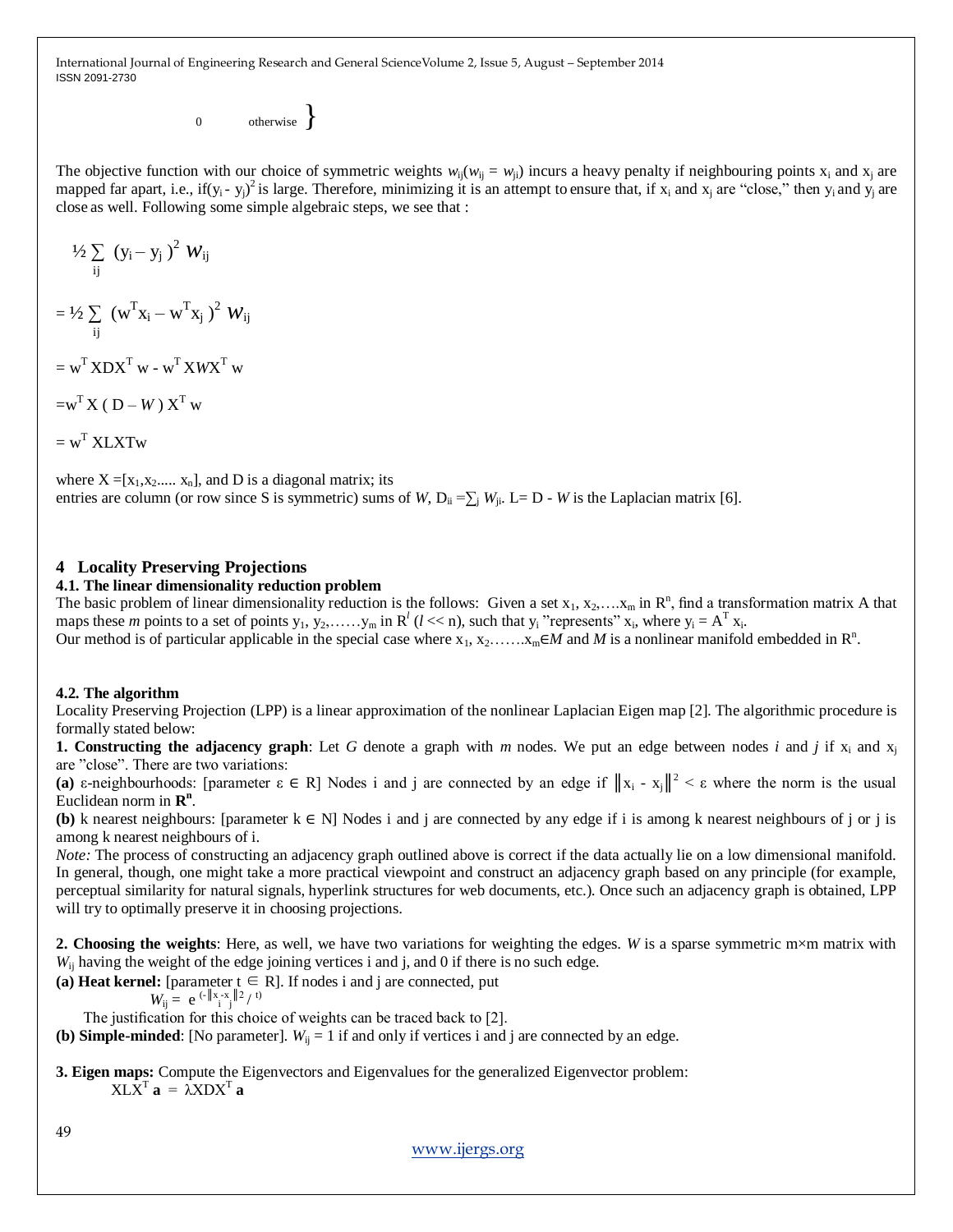0 otherwise }

The objective function with our choice of symmetric weights $w_{ij}(w_{ij} = w_{ji})$ incurs a heavy penalty if neighbouring points $x_i$ and $x_j$ are mapped far apart, i.e., if$(y_i - y_j)^2$ is large. Therefore, minimizing it is an attempt to ensure that, if $x_i$ and $x_j$ are "close," then $y_i$ and $y_j$ are close as well. Following some simple algebraic steps, we see that :

$$\frac{1}{2} \sum_{ij} (y_i - y_j)^2 W_{ij}$$

$$= \frac{1}{2} \sum_{ij} (w^T x_i - w^T x_j)^2 W_{ij}$$

$$= w^T X D X^T w - w^T X W X^T w$$

$$= w^T X ( D - W ) X^T w$$

$$= w^T XLXTw$$

where $X = [x_1, x_2 ..... x_n]$, and D is a diagonal matrix; its
entries are column (or row since S is symmetric) sums of $W$, $D_{ii} = \sum_j W_{ji}$. $L = D - W$ is the Laplacian matrix [6].

## 4 Locality Preserving Projections

### 4.1. The linear dimensionality reduction problem

The basic problem of linear dimensionality reduction is the follows: Given a set $x_1, x_2, ….x_m$ in $R^n$, find a transformation matrix A that maps these $m$ points to a set of points $y_1, y_2, ……y_m$ in $R^l$ ($l << n$), such that $y_i$ "represents" $x_i$, where $y_i = A^T x_i$.
Our method is of particular applicable in the special case where $x_1, x_2 …….x_m \in M$ and $M$ is a nonlinear manifold embedded in $R^n$.

### 4.2. The algorithm

Locality Preserving Projection (LPP) is a linear approximation of the nonlinear Laplacian Eigen map [2]. The algorithmic procedure is formally stated below:

**1. Constructing the adjacency graph**: Let $G$ denote a graph with $m$ nodes. We put an edge between nodes $i$ and $j$ if $x_i$ and $x_j$ are "close". There are two variations:

**(a)** ε-neighbourhoods: [parameter $\varepsilon \in R$] Nodes i and j are connected by an edge if $\|x_i - x_j\|^2 < \varepsilon$ where the norm is the usual Euclidean norm in $\mathbf{R^n}$.

**(b)** k nearest neighbours: [parameter $k \in N$] Nodes i and j are connected by any edge if i is among k nearest neighbours of j or j is among k nearest neighbours of i.

*Note:* The process of constructing an adjacency graph outlined above is correct if the data actually lie on a low dimensional manifold. In general, though, one might take a more practical viewpoint and construct an adjacency graph based on any principle (for example, perceptual similarity for natural signals, hyperlink structures for web documents, etc.). Once such an adjacency graph is obtained, LPP will try to optimally preserve it in choosing projections.

**2. Choosing the weights**: Here, as well, we have two variations for weighting the edges. $W$ is a sparse symmetric m×m matrix with $W_{ij}$ having the weight of the edge joining vertices i and j, and 0 if there is no such edge.

**(a) Heat kernel:** [parameter $t \in R$]. If nodes i and j are connected, put

$$W_{ij} = e^{(-\|x_i - x_j\|^2 / t)}$$

The justification for this choice of weights can be traced back to [2].

**(b) Simple-minded**: [No parameter]. $W_{ij} = 1$ if and only if vertices i and j are connected by an edge.

**3. Eigen maps:** Compute the Eigenvectors and Eigenvalues for the generalized Eigenvector problem:

$$XLX^T \mathbf{a} = \lambda XDX^T \mathbf{a}$$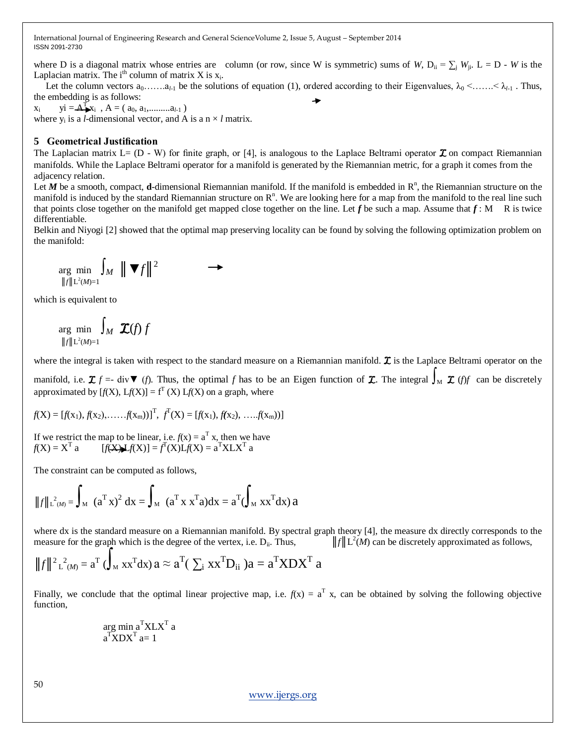where D is a diagonal matrix whose entries are column (or row, since W is symmetric) sums of $W$, $D_{ii} = \sum_j W_{ji}$. L = D - $W$ is the Laplacian matrix. The $i^{th}$ column of matrix X is $x_i$.

Let the column vectors $a_0 \ldots\ldots a_{l-1}$ be the solutions of equation (1), ordered according to their Eigenvalues, $\lambda_0 < \ldots\ldots < \lambda_{l-1}$. Thus, the embedding is as follows:

$x_i \rightarrow y_i = A^T x_i$ , $A = (a_0, a_1, \ldots\ldots\ldots a_{l-1})$

where $y_i$ is a $l$-dimensional vector, and A is a $n \times l$ matrix.

## 5 Geometrical Justification

The Laplacian matrix L= (D - W) for finite graph, or [4], is analogous to the Laplace Beltrami operator $\mathcal{L}$ on compact Riemannian manifolds. While the Laplace Beltrami operator for a manifold is generated by the Riemannian metric, for a graph it comes from the adjacency relation.

Let $M$ be a smooth, compact, **d**-dimensional Riemannian manifold. If the manifold is embedded in $R^n$, the Riemannian structure on the manifold is induced by the standard Riemannian structure on $R^n$. We are looking here for a map from the manifold to the real line such that points close together on the manifold get mapped close together on the line. Let $f$ be such a map. Assume that $f : M \rightarrow R$ is twice differentiable.

Belkin and Niyogi [2] showed that the optimal map preserving locality can be found by solving the following optimization problem on the manifold:

$$\arg \min_{\|f\|_{L^2(M)}=1} \int_M \|\nabla f\|^2 \rightarrow$$

which is equivalent to

$$\arg \min_{\|f\|_{L^2(M)}=1} \int_M \mathcal{L}(f)\, f$$

where the integral is taken with respect to the standard measure on a Riemannian manifold. $\mathcal{L}$ is the Laplace Beltrami operator on the manifold, i.e. $\mathcal{L}\, f = -\operatorname{div}\nabla(f)$. Thus, the optimal $f$ has to be an Eigen function of $\mathcal{L}$. The integral $\int_M \mathcal{L}(f) f$ can be discretely approximated by $[f(X), Lf(X)] = f^T(X)\, Lf(X)$ on a graph, where

$f(X) = [f(x_1), f(x_2), \ldots\ldots f(x_m))]^T$, $f^T(X) = [f(x_1), f(x_2), \ldots..f(x_m))]$

If we restrict the map to be linear, i.e. $f(x) = a^T x$, then we have

$f(X) = X^T a \rightarrow [f(X), Lf(X)] = f^T(X) L f(X) = a^T X L X^T a$

The constraint can be computed as follows,

$$\|f\|_{L^2(M)}^2 = \int_M (a^T x)^2\, dx = \int_M (a^T x\, x^T a) dx = a^T \left(\int_M x x^T dx\right) a$$

where dx is the standard measure on a Riemannian manifold. By spectral graph theory [4], the measure dx directly corresponds to the measure for the graph which is the degree of the vertex, i.e. $D_{ii}$. Thus, $\|f\|_{L^2(M)}$ can be discretely approximated as follows,

$$\|f\|_{L^2(M)}^2 = a^T \left(\int_M x x^T dx\right) a \approx a^T \left(\sum_i x x^T D_{ii}\right) a = a^T X D X^T a$$

Finally, we conclude that the optimal linear projective map, i.e. $f(x) = a^T x$, can be obtained by solving the following objective function,

$$\arg \min_{a^T X D X^T a = 1} a^T X L X^T a$$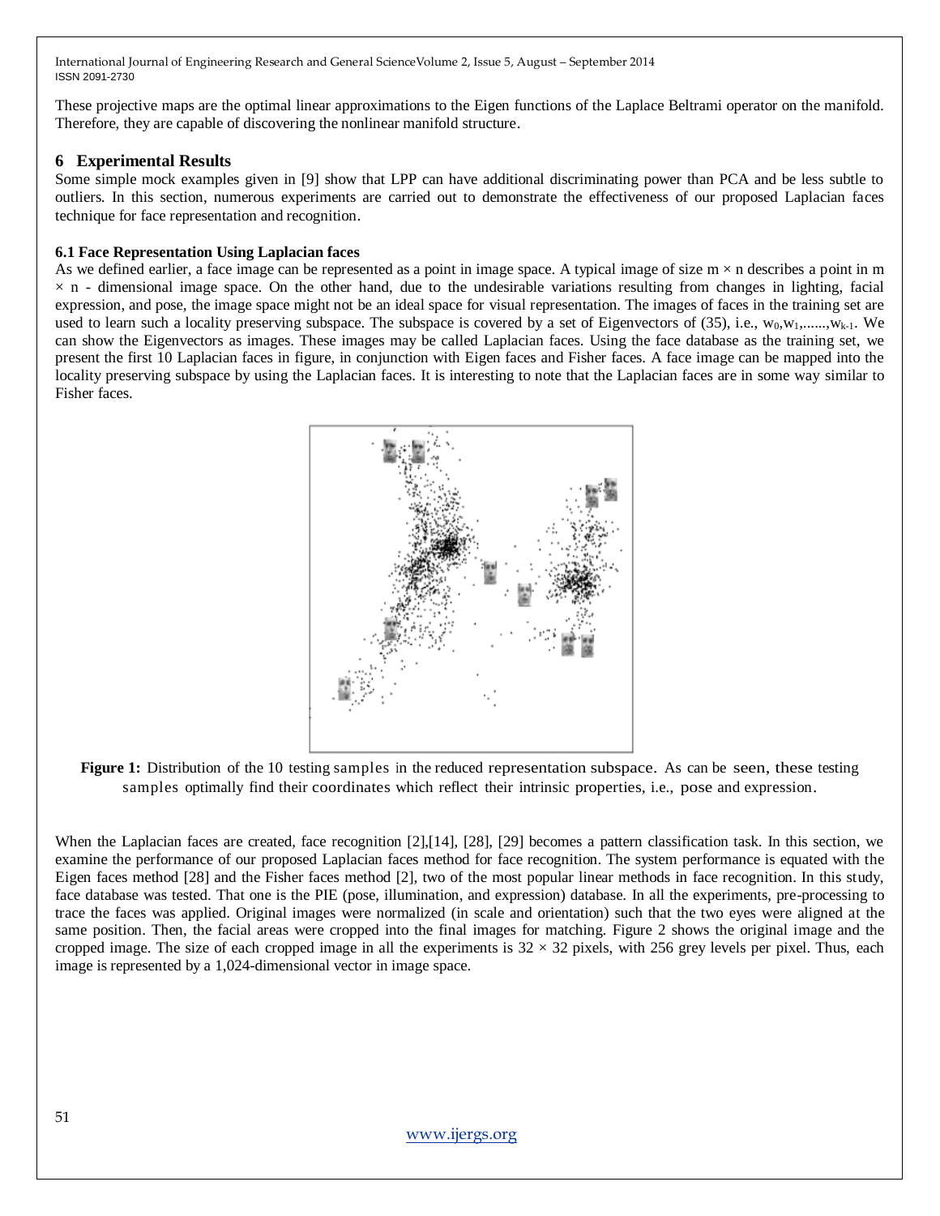These projective maps are the optimal linear approximations to the Eigen functions of the Laplace Beltrami operator on the manifold. Therefore, they are capable of discovering the nonlinear manifold structure.

## 6 Experimental Results

Some simple mock examples given in [9] show that LPP can have additional discriminating power than PCA and be less subtle to outliers. In this section, numerous experiments are carried out to demonstrate the effectiveness of our proposed Laplacian faces technique for face representation and recognition.

### 6.1 Face Representation Using Laplacian faces

As we defined earlier, a face image can be represented as a point in image space. A typical image of size m × n describes a point in m × n - dimensional image space. On the other hand, due to the undesirable variations resulting from changes in lighting, facial expression, and pose, the image space might not be an ideal space for visual representation. The images of faces in the training set are used to learn such a locality preserving subspace. The subspace is covered by a set of Eigenvectors of (35), i.e., $w_0, w_1, \ldots\ldots, w_{k-1}$. We can show the Eigenvectors as images. These images may be called Laplacian faces. Using the face database as the training set, we present the first 10 Laplacian faces in figure, in conjunction with Eigen faces and Fisher faces. A face image can be mapped into the locality preserving subspace by using the Laplacian faces. It is interesting to note that the Laplacian faces are in some way similar to Fisher faces.

**Figure 1:** Distribution of the 10 testing samples in the reduced representation subspace. As can be seen, these testing samples optimally find their coordinates which reflect their intrinsic properties, i.e., pose and expression.

When the Laplacian faces are created, face recognition [2],[14], [28], [29] becomes a pattern classification task. In this section, we examine the performance of our proposed Laplacian faces method for face recognition. The system performance is equated with the Eigen faces method [28] and the Fisher faces method [2], two of the most popular linear methods in face recognition. In this study, face database was tested. That one is the PIE (pose, illumination, and expression) database. In all the experiments, pre-processing to trace the faces was applied. Original images were normalized (in scale and orientation) such that the two eyes were aligned at the same position. Then, the facial areas were cropped into the final images for matching. Figure 2 shows the original image and the cropped image. The size of each cropped image in all the experiments is 32 × 32 pixels, with 256 grey levels per pixel. Thus, each image is represented by a 1,024-dimensional vector in image space.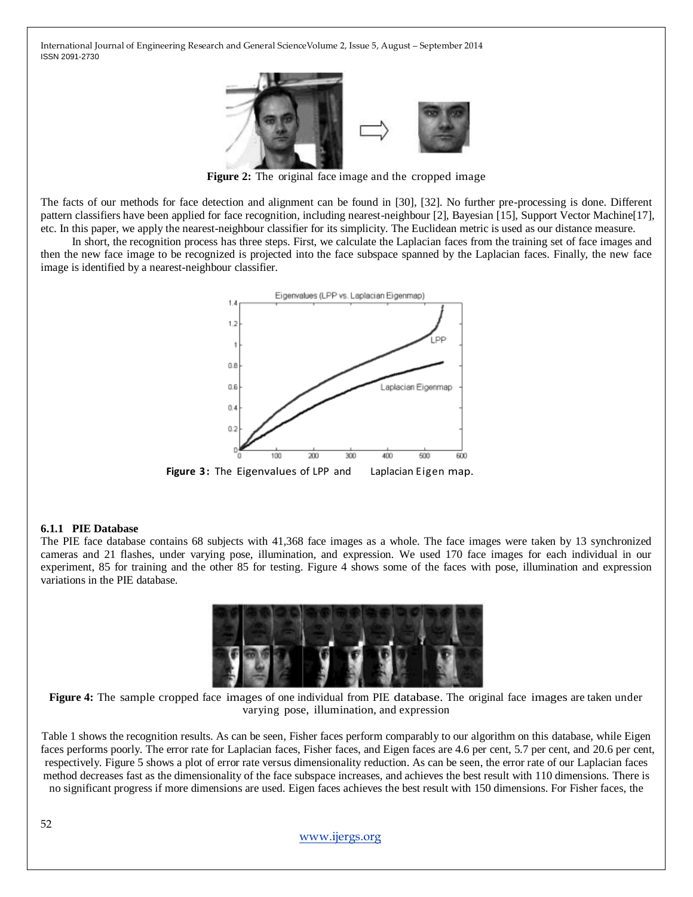**Figure 2:** The original face image and the cropped image

The facts of our methods for face detection and alignment can be found in [30], [32]. No further pre-processing is done. Different pattern classifiers have been applied for face recognition, including nearest-neighbour [2], Bayesian [15], Support Vector Machine[17], etc. In this paper, we apply the nearest-neighbour classifier for its simplicity. The Euclidean metric is used as our distance measure.

In short, the recognition process has three steps. First, we calculate the Laplacian faces from the training set of face images and then the new face image to be recognized is projected into the face subspace spanned by the Laplacian faces. Finally, the new face image is identified by a nearest-neighbour classifier.

**Figure 3:** The Eigenvalues of LPP and Laplacian Eigen map.

#### 6.1.1 PIE Database

The PIE face database contains 68 subjects with 41,368 face images as a whole. The face images were taken by 13 synchronized cameras and 21 flashes, under varying pose, illumination, and expression. We used 170 face images for each individual in our experiment, 85 for training and the other 85 for testing. Figure 4 shows some of the faces with pose, illumination and expression variations in the PIE database.

**Figure 4:** The sample cropped face images of one individual from PIE database. The original face images are taken under varying pose, illumination, and expression

Table 1 shows the recognition results. As can be seen, Fisher faces perform comparably to our algorithm on this database, while Eigen faces performs poorly. The error rate for Laplacian faces, Fisher faces, and Eigen faces are 4.6 per cent, 5.7 per cent, and 20.6 per cent, respectively. Figure 5 shows a plot of error rate versus dimensionality reduction. As can be seen, the error rate of our Laplacian faces method decreases fast as the dimensionality of the face subspace increases, and achieves the best result with 110 dimensions. There is no significant progress if more dimensions are used. Eigen faces achieves the best result with 150 dimensions. For Fisher faces, the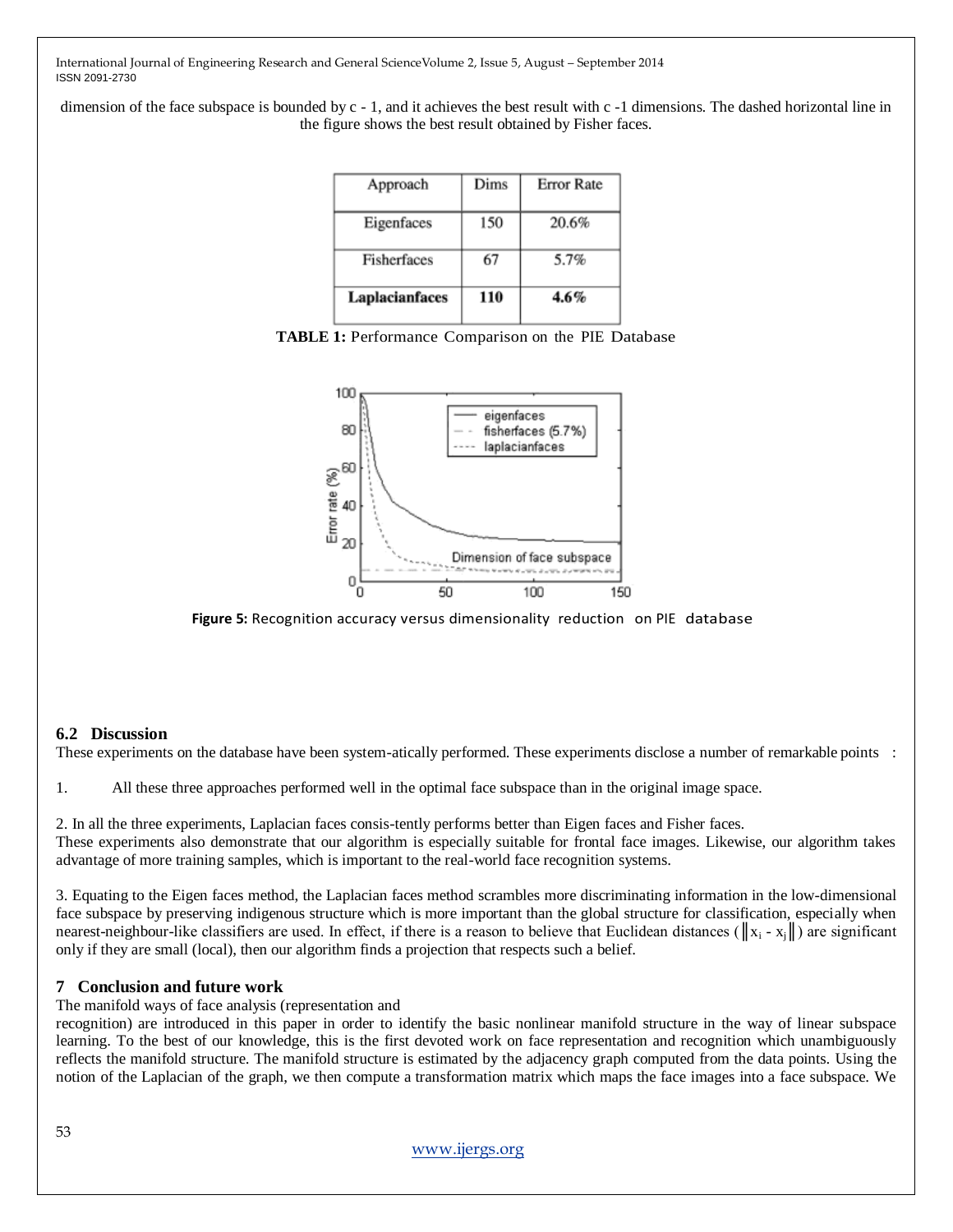dimension of the face subspace is bounded by c - 1, and it achieves the best result with c -1 dimensions. The dashed horizontal line in the figure shows the best result obtained by Fisher faces.

| Approach | Dims | Error Rate |
|---|---|---|
| Eigenfaces | 150 | 20.6% |
| Fisherfaces | 67 | 5.7% |
| **Laplacianfaces** | **110** | **4.6%** |

**TABLE 1:** Performance Comparison on the PIE Database

**Figure 5:** Recognition accuracy versus dimensionality reduction on PIE database

### 6.2 Discussion

These experiments on the database have been system-atically performed. These experiments disclose a number of remarkable points :

1. All these three approaches performed well in the optimal face subspace than in the original image space.

2. In all the three experiments, Laplacian faces consis-tently performs better than Eigen faces and Fisher faces.
These experiments also demonstrate that our algorithm is especially suitable for frontal face images. Likewise, our algorithm takes advantage of more training samples, which is important to the real-world face recognition systems.

3. Equating to the Eigen faces method, the Laplacian faces method scrambles more discriminating information in the low-dimensional face subspace by preserving indigenous structure which is more important than the global structure for classification, especially when nearest-neighbour-like classifiers are used. In effect, if there is a reason to believe that Euclidean distances ($\|x_i - x_j\|$) are significant only if they are small (local), then our algorithm finds a projection that respects such a belief.

## 7 Conclusion and future work

The manifold ways of face analysis (representation and recognition) are introduced in this paper in order to identify the basic nonlinear manifold structure in the way of linear subspace learning. To the best of our knowledge, this is the first devoted work on face representation and recognition which unambiguously reflects the manifold structure. The manifold structure is estimated by the adjacency graph computed from the data points. Using the notion of the Laplacian of the graph, we then compute a transformation matrix which maps the face images into a face subspace. We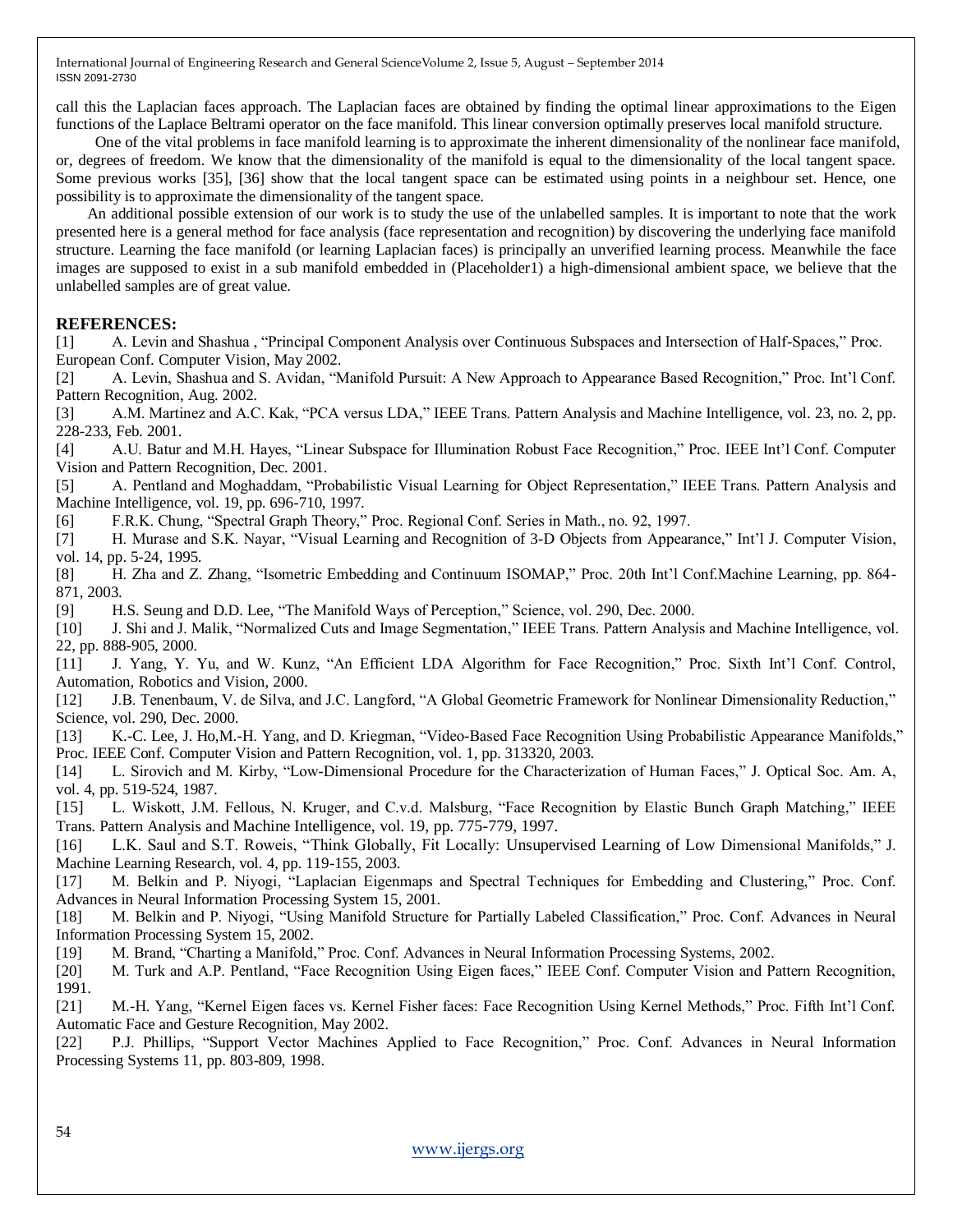call this the Laplacian faces approach. The Laplacian faces are obtained by finding the optimal linear approximations to the Eigen functions of the Laplace Beltrami operator on the face manifold. This linear conversion optimally preserves local manifold structure.

One of the vital problems in face manifold learning is to approximate the inherent dimensionality of the nonlinear face manifold, or, degrees of freedom. We know that the dimensionality of the manifold is equal to the dimensionality of the local tangent space. Some previous works [35], [36] show that the local tangent space can be estimated using points in a neighbour set. Hence, one possibility is to approximate the dimensionality of the tangent space.

An additional possible extension of our work is to study the use of the unlabelled samples. It is important to note that the work presented here is a general method for face analysis (face representation and recognition) by discovering the underlying face manifold structure. Learning the face manifold (or learning Laplacian faces) is principally an unverified learning process. Meanwhile the face images are supposed to exist in a sub manifold embedded in (Placeholder1) a high-dimensional ambient space, we believe that the unlabelled samples are of great value.

## REFERENCES:

[1] A. Levin and Shashua , "Principal Component Analysis over Continuous Subspaces and Intersection of Half-Spaces," Proc. European Conf. Computer Vision, May 2002.

[2] A. Levin, Shashua and S. Avidan, "Manifold Pursuit: A New Approach to Appearance Based Recognition," Proc. Int'l Conf. Pattern Recognition, Aug. 2002.

[3] A.M. Martinez and A.C. Kak, "PCA versus LDA," IEEE Trans. Pattern Analysis and Machine Intelligence, vol. 23, no. 2, pp. 228-233, Feb. 2001.

[4] A.U. Batur and M.H. Hayes, "Linear Subspace for Illumination Robust Face Recognition," Proc. IEEE Int'l Conf. Computer Vision and Pattern Recognition, Dec. 2001.

[5] A. Pentland and Moghaddam, "Probabilistic Visual Learning for Object Representation," IEEE Trans. Pattern Analysis and Machine Intelligence, vol. 19, pp. 696-710, 1997.

[6] F.R.K. Chung, "Spectral Graph Theory," Proc. Regional Conf. Series in Math., no. 92, 1997.

[7] H. Murase and S.K. Nayar, "Visual Learning and Recognition of 3-D Objects from Appearance," Int'l J. Computer Vision, vol. 14, pp. 5-24, 1995.

[8] H. Zha and Z. Zhang, "Isometric Embedding and Continuum ISOMAP," Proc. 20th Int'l Conf.Machine Learning, pp. 864-871, 2003.

[9] H.S. Seung and D.D. Lee, "The Manifold Ways of Perception," Science, vol. 290, Dec. 2000.

[10] J. Shi and J. Malik, "Normalized Cuts and Image Segmentation," IEEE Trans. Pattern Analysis and Machine Intelligence, vol. 22, pp. 888-905, 2000.

[11] J. Yang, Y. Yu, and W. Kunz, "An Efficient LDA Algorithm for Face Recognition," Proc. Sixth Int'l Conf. Control, Automation, Robotics and Vision, 2000.

[12] J.B. Tenenbaum, V. de Silva, and J.C. Langford, "A Global Geometric Framework for Nonlinear Dimensionality Reduction," Science, vol. 290, Dec. 2000.

[13] K.-C. Lee, J. Ho,M.-H. Yang, and D. Kriegman, "Video-Based Face Recognition Using Probabilistic Appearance Manifolds," Proc. IEEE Conf. Computer Vision and Pattern Recognition, vol. 1, pp. 313320, 2003.

[14] L. Sirovich and M. Kirby, "Low-Dimensional Procedure for the Characterization of Human Faces," J. Optical Soc. Am. A, vol. 4, pp. 519-524, 1987.

[15] L. Wiskott, J.M. Fellous, N. Kruger, and C.v.d. Malsburg, "Face Recognition by Elastic Bunch Graph Matching," IEEE Trans. Pattern Analysis and Machine Intelligence, vol. 19, pp. 775-779, 1997.

[16] L.K. Saul and S.T. Roweis, "Think Globally, Fit Locally: Unsupervised Learning of Low Dimensional Manifolds," J. Machine Learning Research, vol. 4, pp. 119-155, 2003.

[17] M. Belkin and P. Niyogi, "Laplacian Eigenmaps and Spectral Techniques for Embedding and Clustering," Proc. Conf. Advances in Neural Information Processing System 15, 2001.

[18] M. Belkin and P. Niyogi, "Using Manifold Structure for Partially Labeled Classification," Proc. Conf. Advances in Neural Information Processing System 15, 2002.

[19] M. Brand, "Charting a Manifold," Proc. Conf. Advances in Neural Information Processing Systems, 2002.

[20] M. Turk and A.P. Pentland, "Face Recognition Using Eigen faces," IEEE Conf. Computer Vision and Pattern Recognition, 1991.

[21] M.-H. Yang, "Kernel Eigen faces vs. Kernel Fisher faces: Face Recognition Using Kernel Methods," Proc. Fifth Int'l Conf. Automatic Face and Gesture Recognition, May 2002.

[22] P.J. Phillips, "Support Vector Machines Applied to Face Recognition," Proc. Conf. Advances in Neural Information Processing Systems 11, pp. 803-809, 1998.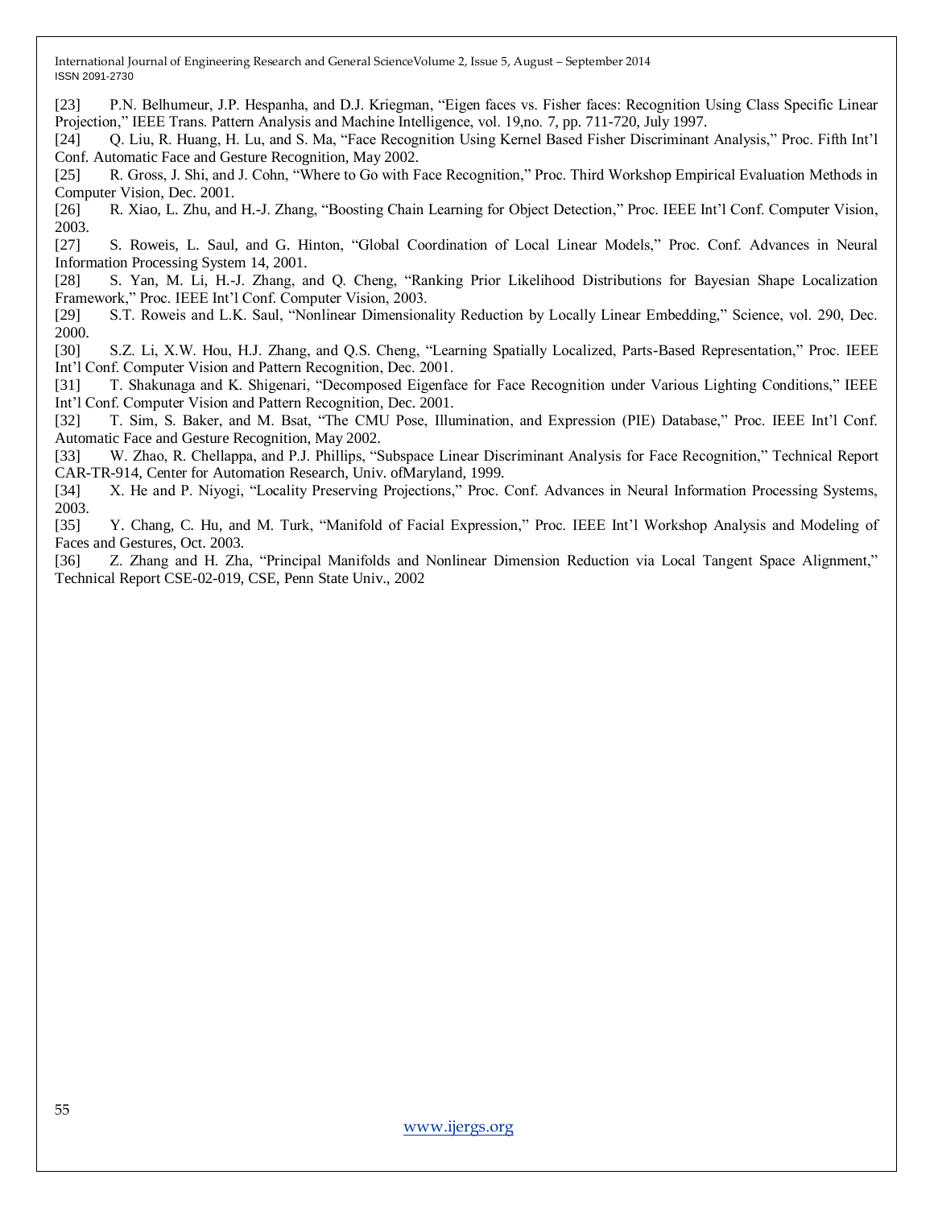[23] P.N. Belhumeur, J.P. Hespanha, and D.J. Kriegman, "Eigen faces vs. Fisher faces: Recognition Using Class Specific Linear Projection," IEEE Trans. Pattern Analysis and Machine Intelligence, vol. 19,no. 7, pp. 711-720, July 1997.

[24] Q. Liu, R. Huang, H. Lu, and S. Ma, "Face Recognition Using Kernel Based Fisher Discriminant Analysis," Proc. Fifth Int'l Conf. Automatic Face and Gesture Recognition, May 2002.

[25] R. Gross, J. Shi, and J. Cohn, "Where to Go with Face Recognition," Proc. Third Workshop Empirical Evaluation Methods in Computer Vision, Dec. 2001.

[26] R. Xiao, L. Zhu, and H.-J. Zhang, "Boosting Chain Learning for Object Detection," Proc. IEEE Int'l Conf. Computer Vision, 2003.

[27] S. Roweis, L. Saul, and G. Hinton, "Global Coordination of Local Linear Models," Proc. Conf. Advances in Neural Information Processing System 14, 2001.

[28] S. Yan, M. Li, H.-J. Zhang, and Q. Cheng, "Ranking Prior Likelihood Distributions for Bayesian Shape Localization Framework," Proc. IEEE Int'l Conf. Computer Vision, 2003.

[29] S.T. Roweis and L.K. Saul, "Nonlinear Dimensionality Reduction by Locally Linear Embedding," Science, vol. 290, Dec. 2000.

[30] S.Z. Li, X.W. Hou, H.J. Zhang, and Q.S. Cheng, "Learning Spatially Localized, Parts-Based Representation," Proc. IEEE Int'l Conf. Computer Vision and Pattern Recognition, Dec. 2001.

[31] T. Shakunaga and K. Shigenari, "Decomposed Eigenface for Face Recognition under Various Lighting Conditions," IEEE Int'l Conf. Computer Vision and Pattern Recognition, Dec. 2001.

[32] T. Sim, S. Baker, and M. Bsat, "The CMU Pose, Illumination, and Expression (PIE) Database," Proc. IEEE Int'l Conf. Automatic Face and Gesture Recognition, May 2002.

[33] W. Zhao, R. Chellappa, and P.J. Phillips, "Subspace Linear Discriminant Analysis for Face Recognition," Technical Report CAR-TR-914, Center for Automation Research, Univ. ofMaryland, 1999.

[34] X. He and P. Niyogi, "Locality Preserving Projections," Proc. Conf. Advances in Neural Information Processing Systems, 2003.

[35] Y. Chang, C. Hu, and M. Turk, "Manifold of Facial Expression," Proc. IEEE Int'l Workshop Analysis and Modeling of Faces and Gestures, Oct. 2003.

[36] Z. Zhang and H. Zha, "Principal Manifolds and Nonlinear Dimension Reduction via Local Tangent Space Alignment," Technical Report CSE-02-019, CSE, Penn State Univ., 2002